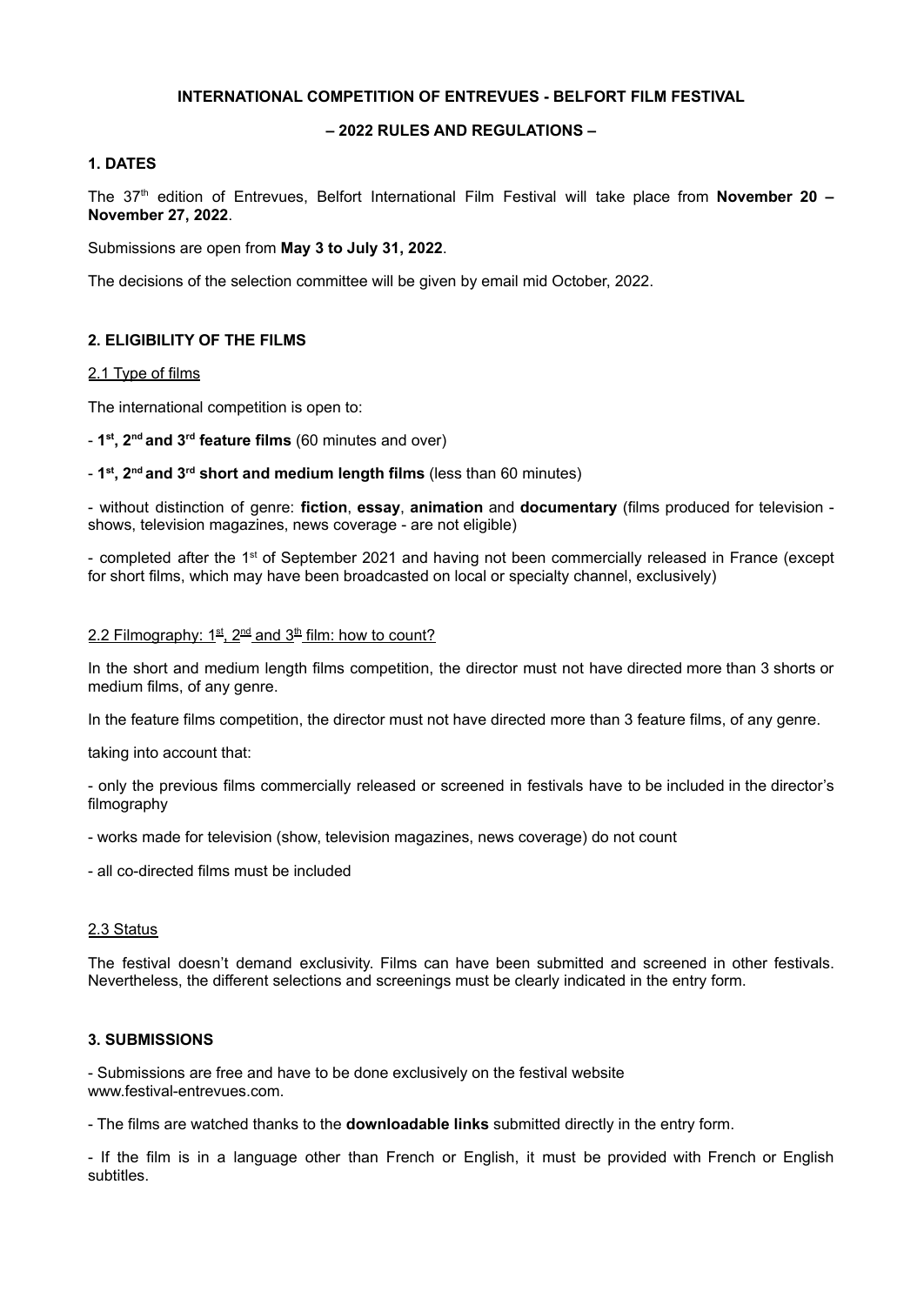**INTERNATIONAL COMPETITION OF ENTREVUES - BELFORT FILM FESTIVAL**

**– 2022 RULES AND REGULATIONS –**

## 1. DATES

The 37th edition of Entrevues, Belfort International Film Festival will take place from **November 20 – November 27, 2022**.

Submissions are open from **May 3 to July 31, 2022**.

The decisions of the selection committee will be given by email mid October, 2022.

## 2. ELIGIBILITY OF THE FILMS

### 2.1 Type of films

The international competition is open to:

- **1st, 2nd and 3rd feature films** (60 minutes and over)
- **1st, 2nd and 3rd short and medium length films** (less than 60 minutes)
- without distinction of genre: **fiction**, **essay**, **animation** and **documentary** (films produced for television - shows, television magazines, news coverage - are not eligible)
- completed after the 1st of September 2021 and having not been commercially released in France (except for short films, which may have been broadcasted on local or specialty channel, exclusively)

### 2.2 Filmography: 1st, 2nd and 3th film: how to count?

In the short and medium length films competition, the director must not have directed more than 3 shorts or medium films, of any genre.

In the feature films competition, the director must not have directed more than 3 feature films, of any genre.

taking into account that:

- only the previous films commercially released or screened in festivals have to be included in the director's filmography
- works made for television (show, television magazines, news coverage) do not count
- all co-directed films must be included

### 2.3 Status

The festival doesn't demand exclusivity. Films can have been submitted and screened in other festivals. Nevertheless, the different selections and screenings must be clearly indicated in the entry form.

## 3. SUBMISSIONS

- Submissions are free and have to be done exclusively on the festival website www.festival-entrevues.com.
- The films are watched thanks to the **downloadable links** submitted directly in the entry form.
- If the film is in a language other than French or English, it must be provided with French or English subtitles.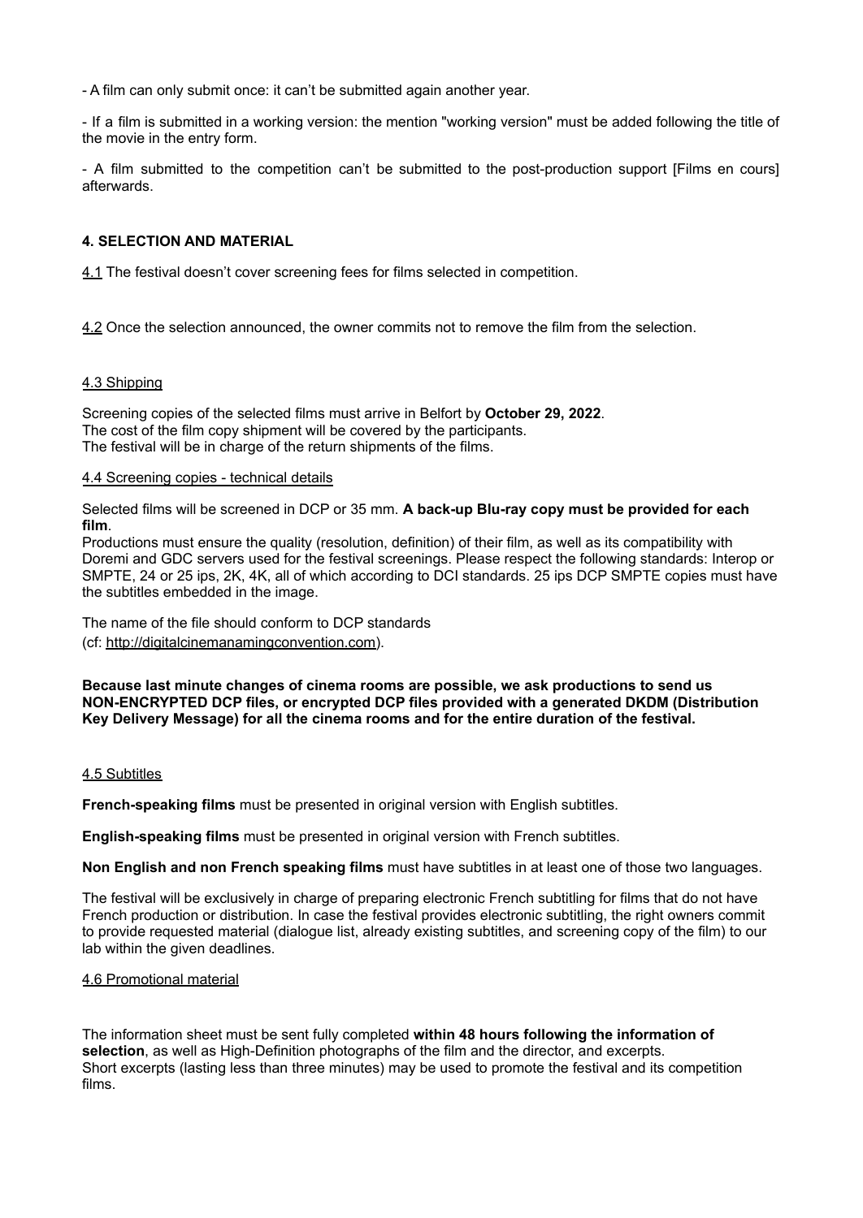- A film can only submit once: it can't be submitted again another year.

- If a film is submitted in a working version: the mention "working version" must be added following the title of the movie in the entry form.

- A film submitted to the competition can't be submitted to the post-production support [Films en cours] afterwards.

#### 4. SELECTION AND MATERIAL

4.1 The festival doesn't cover screening fees for films selected in competition.

4.2 Once the selection announced, the owner commits not to remove the film from the selection.

4.3 Shipping

Screening copies of the selected films must arrive in Belfort by **October 29, 2022**.
The cost of the film copy shipment will be covered by the participants.
The festival will be in charge of the return shipments of the films.

4.4 Screening copies - technical details

Selected films will be screened in DCP or 35 mm. **A back-up Blu-ray copy must be provided for each film**.
Productions must ensure the quality (resolution, definition) of their film, as well as its compatibility with Doremi and GDC servers used for the festival screenings. Please respect the following standards: Interop or SMPTE, 24 or 25 ips, 2K, 4K, all of which according to DCI standards. 25 ips DCP SMPTE copies must have the subtitles embedded in the image.

The name of the file should conform to DCP standards
(cf: http://digitalcinemanamingconvention.com).

**Because last minute changes of cinema rooms are possible, we ask productions to send us NON-ENCRYPTED DCP files, or encrypted DCP files provided with a generated DKDM (Distribution Key Delivery Message) for all the cinema rooms and for the entire duration of the festival.**

4.5 Subtitles

**French-speaking films** must be presented in original version with English subtitles.

**English-speaking films** must be presented in original version with French subtitles.

**Non English and non French speaking films** must have subtitles in at least one of those two languages.

The festival will be exclusively in charge of preparing electronic French subtitling for films that do not have French production or distribution. In case the festival provides electronic subtitling, the right owners commit to provide requested material (dialogue list, already existing subtitles, and screening copy of the film) to our lab within the given deadlines.

4.6 Promotional material

The information sheet must be sent fully completed **within 48 hours following the information of selection**, as well as High-Definition photographs of the film and the director, and excerpts.
Short excerpts (lasting less than three minutes) may be used to promote the festival and its competition films.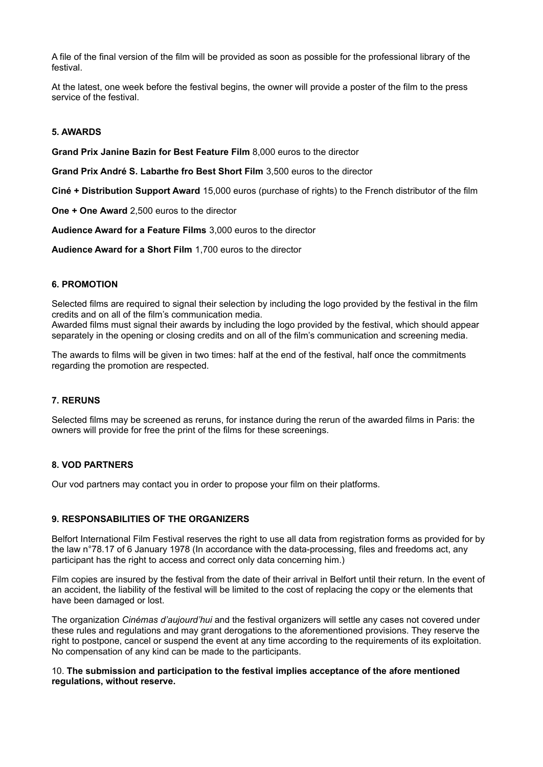A file of the final version of the film will be provided as soon as possible for the professional library of the festival.

At the latest, one week before the festival begins, the owner will provide a poster of the film to the press service of the festival.

### 5. AWARDS

**Grand Prix Janine Bazin for Best Feature Film** 8,000 euros to the director

**Grand Prix André S. Labarthe fro Best Short Film** 3,500 euros to the director

**Ciné + Distribution Support Award** 15,000 euros (purchase of rights) to the French distributor of the film

**One + One Award** 2,500 euros to the director

**Audience Award for a Feature Films** 3,000 euros to the director

**Audience Award for a Short Film** 1,700 euros to the director

### 6. PROMOTION

Selected films are required to signal their selection by including the logo provided by the festival in the film credits and on all of the film's communication media.
Awarded films must signal their awards by including the logo provided by the festival, which should appear separately in the opening or closing credits and on all of the film's communication and screening media.

The awards to films will be given in two times: half at the end of the festival, half once the commitments regarding the promotion are respected.

### 7. RERUNS

Selected films may be screened as reruns, for instance during the rerun of the awarded films in Paris: the owners will provide for free the print of the films for these screenings.

### 8. VOD PARTNERS

Our vod partners may contact you in order to propose your film on their platforms.

### 9. RESPONSABILITIES OF THE ORGANIZERS

Belfort International Film Festival reserves the right to use all data from registration forms as provided for by the law n°78.17 of 6 January 1978 (In accordance with the data-processing, files and freedoms act, any participant has the right to access and correct only data concerning him.)

Film copies are insured by the festival from the date of their arrival in Belfort until their return. In the event of an accident, the liability of the festival will be limited to the cost of replacing the copy or the elements that have been damaged or lost.

The organization *Cinémas d'aujourd'hui* and the festival organizers will settle any cases not covered under these rules and regulations and may grant derogations to the aforementioned provisions. They reserve the right to postpone, cancel or suspend the event at any time according to the requirements of its exploitation. No compensation of any kind can be made to the participants.

10. **The submission and participation to the festival implies acceptance of the afore mentioned regulations, without reserve.**